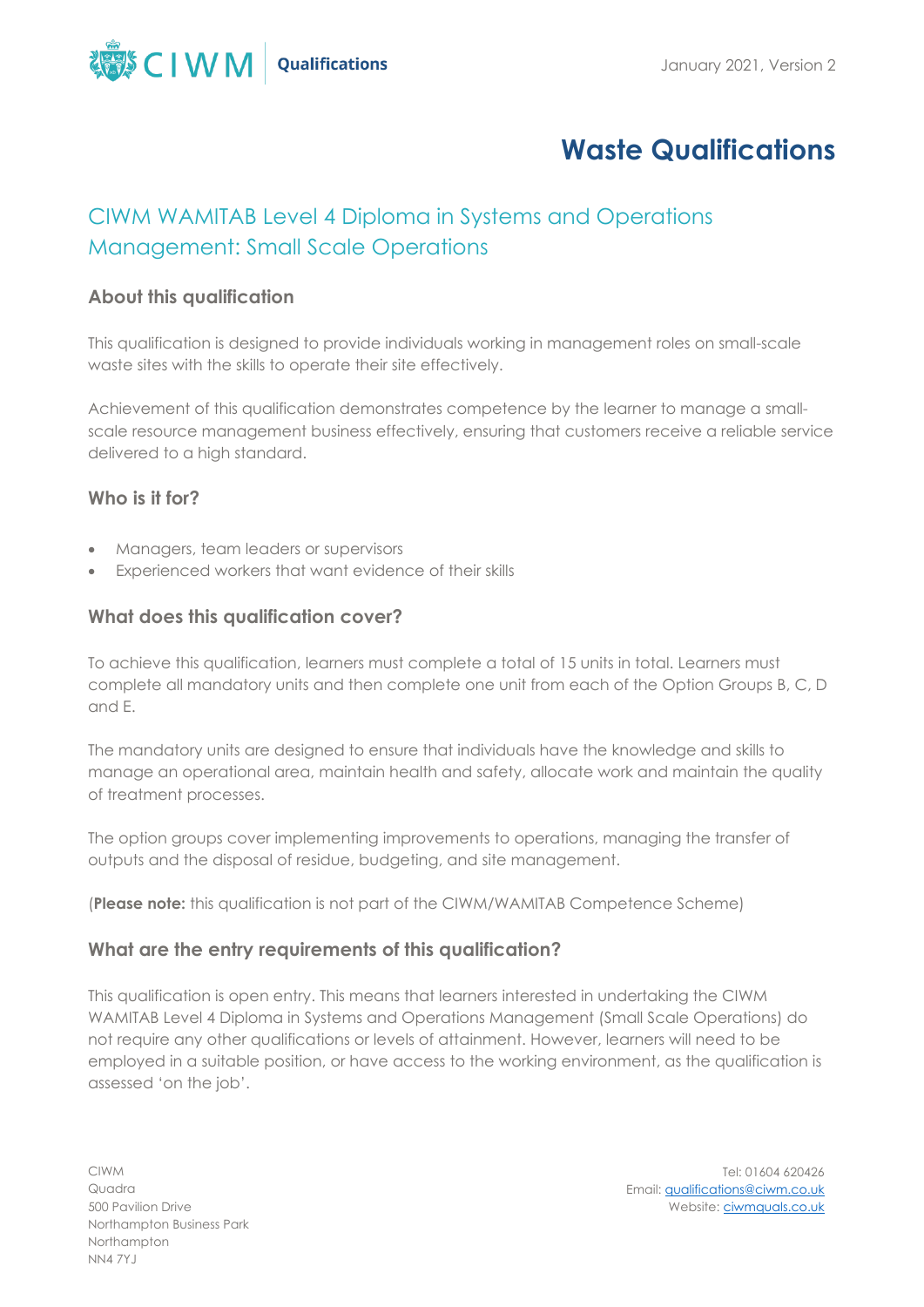# Waste Qualifications

## CIWM WAMITAB Level 4 Diploma in Systems and Operations Management: Small Scale Operations

### About this qualification

This qualification is designed to provide individuals working in management roles on small-scale waste sites with the skills to operate their site effectively.

Achievement of this qualification demonstrates competence by the learner to manage a small-scale resource management business effectively, ensuring that customers receive a reliable service delivered to a high standard.

### Who is it for?

- Managers, team leaders or supervisors
- Experienced workers that want evidence of their skills

### What does this qualification cover?

To achieve this qualification, learners must complete a total of 15 units in total. Learners must complete all mandatory units and then complete one unit from each of the Option Groups B, C, D and E.

The mandatory units are designed to ensure that individuals have the knowledge and skills to manage an operational area, maintain health and safety, allocate work and maintain the quality of treatment processes.

The option groups cover implementing improvements to operations, managing the transfer of outputs and the disposal of residue, budgeting, and site management.

(**Please note:** this qualification is not part of the CIWM/WAMITAB Competence Scheme)

### What are the entry requirements of this qualification?

This qualification is open entry. This means that learners interested in undertaking the CIWM WAMITAB Level 4 Diploma in Systems and Operations Management (Small Scale Operations) do not require any other qualifications or levels of attainment. However, learners will need to be employed in a suitable position, or have access to the working environment, as the qualification is assessed 'on the job'.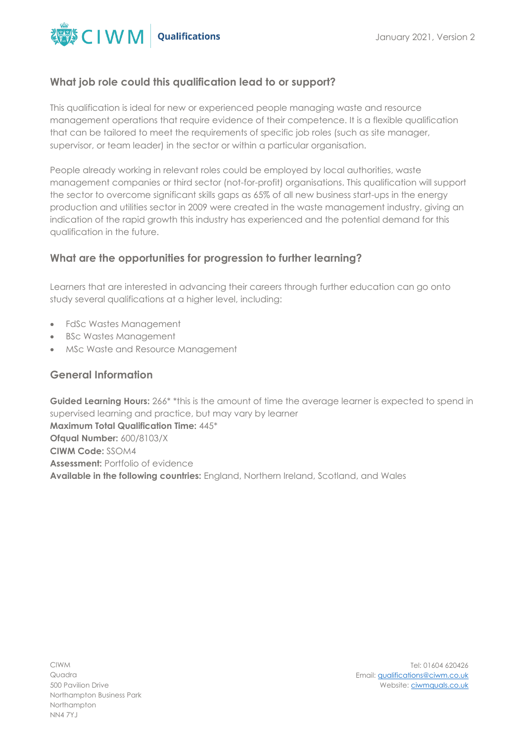## What job role could this qualification lead to or support?

This qualification is ideal for new or experienced people managing waste and resource management operations that require evidence of their competence. It is a flexible qualification that can be tailored to meet the requirements of specific job roles (such as site manager, supervisor, or team leader) in the sector or within a particular organisation.

People already working in relevant roles could be employed by local authorities, waste management companies or third sector (not-for-profit) organisations. This qualification will support the sector to overcome significant skills gaps as 65% of all new business start-ups in the energy production and utilities sector in 2009 were created in the waste management industry, giving an indication of the rapid growth this industry has experienced and the potential demand for this qualification in the future.

## What are the opportunities for progression to further learning?

Learners that are interested in advancing their careers through further education can go onto study several qualifications at a higher level, including:

- FdSc Wastes Management
- BSc Wastes Management
- MSc Waste and Resource Management

## General Information

**Guided Learning Hours:** 266* *this is the amount of time the average learner is expected to spend in supervised learning and practice, but may vary by learner
**Maximum Total Qualification Time:** 445*
**Ofqual Number:** 600/8103/X
**CIWM Code:** SSOM4
**Assessment:** Portfolio of evidence
**Available in the following countries:** England, Northern Ireland, Scotland, and Wales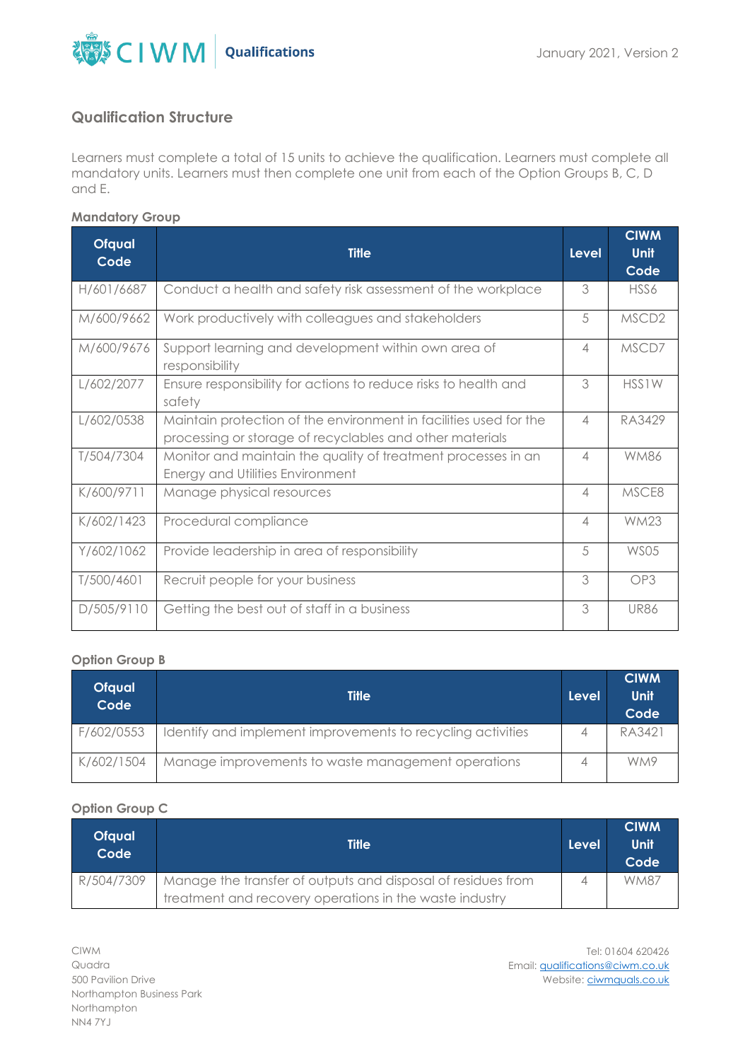## Qualification Structure

Learners must complete a total of 15 units to achieve the qualification. Learners must complete all mandatory units. Learners must then complete one unit from each of the Option Groups B, C, D and E.

### Mandatory Group

| Ofqual Code | Title | Level | CIWM Unit Code |
|---|---|---|---|
| H/601/6687 | Conduct a health and safety risk assessment of the workplace | 3 | HSS6 |
| M/600/9662 | Work productively with colleagues and stakeholders | 5 | MSCD2 |
| M/600/9676 | Support learning and development within own area of responsibility | 4 | MSCD7 |
| L/602/2077 | Ensure responsibility for actions to reduce risks to health and safety | 3 | HSS1W |
| L/602/0538 | Maintain protection of the environment in facilities used for the processing or storage of recyclables and other materials | 4 | RA3429 |
| T/504/7304 | Monitor and maintain the quality of treatment processes in an Energy and Utilities Environment | 4 | WM86 |
| K/600/9711 | Manage physical resources | 4 | MSCE8 |
| K/602/1423 | Procedural compliance | 4 | WM23 |
| Y/602/1062 | Provide leadership in area of responsibility | 5 | WS05 |
| T/500/4601 | Recruit people for your business | 3 | OP3 |
| D/505/9110 | Getting the best out of staff in a business | 3 | UR86 |

### Option Group B

| Ofqual Code | Title | Level | CIWM Unit Code |
|---|---|---|---|
| F/602/0553 | Identify and implement improvements to recycling activities | 4 | RA3421 |
| K/602/1504 | Manage improvements to waste management operations | 4 | WM9 |

### Option Group C

| Ofqual Code | Title | Level | CIWM Unit Code |
|---|---|---|---|
| R/504/7309 | Manage the transfer of outputs and disposal of residues from treatment and recovery operations in the waste industry | 4 | WM87 |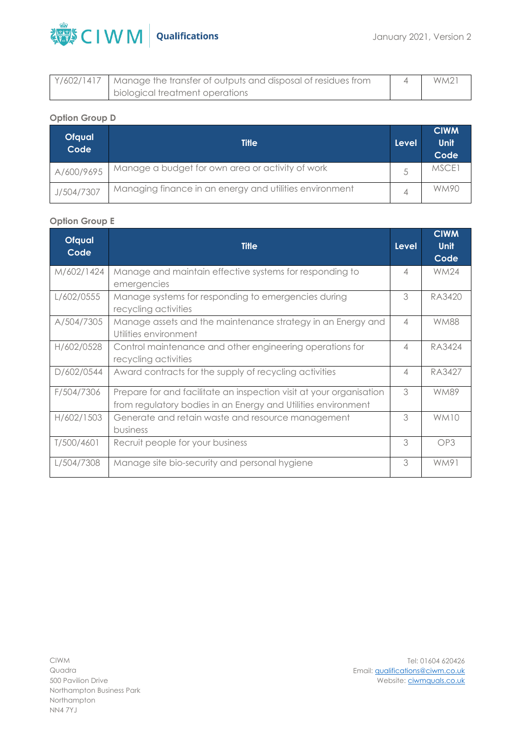| | | | |
|---|---|---|---|
| Y/602/1417 | Manage the transfer of outputs and disposal of residues from biological treatment operations | 4 | WM21 |

**Option Group D**

| Ofqual Code | Title | Level | CIWM Unit Code |
|---|---|---|---|
| A/600/9695 | Manage a budget for own area or activity of work | 5 | MSCE1 |
| J/504/7307 | Managing finance in an energy and utilities environment | 4 | WM90 |

**Option Group E**

| Ofqual Code | Title | Level | CIWM Unit Code |
|---|---|---|---|
| M/602/1424 | Manage and maintain effective systems for responding to emergencies | 4 | WM24 |
| L/602/0555 | Manage systems for responding to emergencies during recycling activities | 3 | RA3420 |
| A/504/7305 | Manage assets and the maintenance strategy in an Energy and Utilities environment | 4 | WM88 |
| H/602/0528 | Control maintenance and other engineering operations for recycling activities | 4 | RA3424 |
| D/602/0544 | Award contracts for the supply of recycling activities | 4 | RA3427 |
| F/504/7306 | Prepare for and facilitate an inspection visit at your organisation from regulatory bodies in an Energy and Utilities environment | 3 | WM89 |
| H/602/1503 | Generate and retain waste and resource management business | 3 | WM10 |
| T/500/4601 | Recruit people for your business | 3 | OP3 |
| L/504/7308 | Manage site bio-security and personal hygiene | 3 | WM91 |